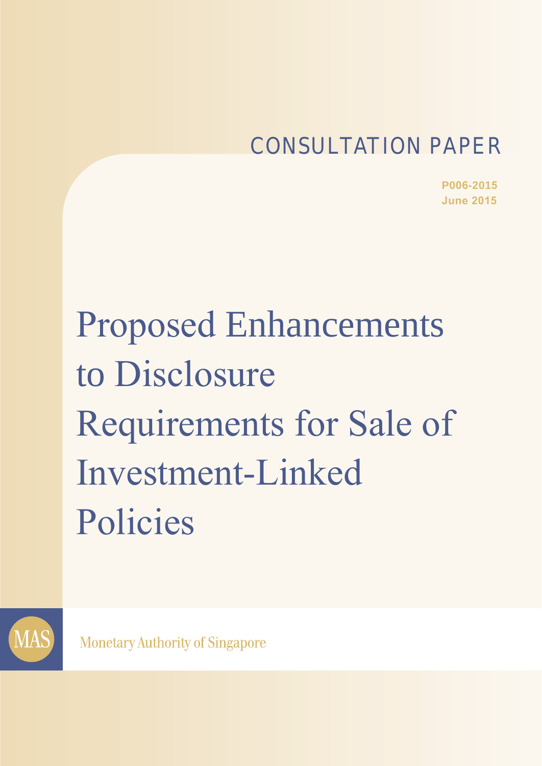CONSULTATION PAPER

P006-2015
June 2015

# Proposed Enhancements to Disclosure Requirements for Sale of Investment-Linked Policies

MAS

Monetary Authority of Singapore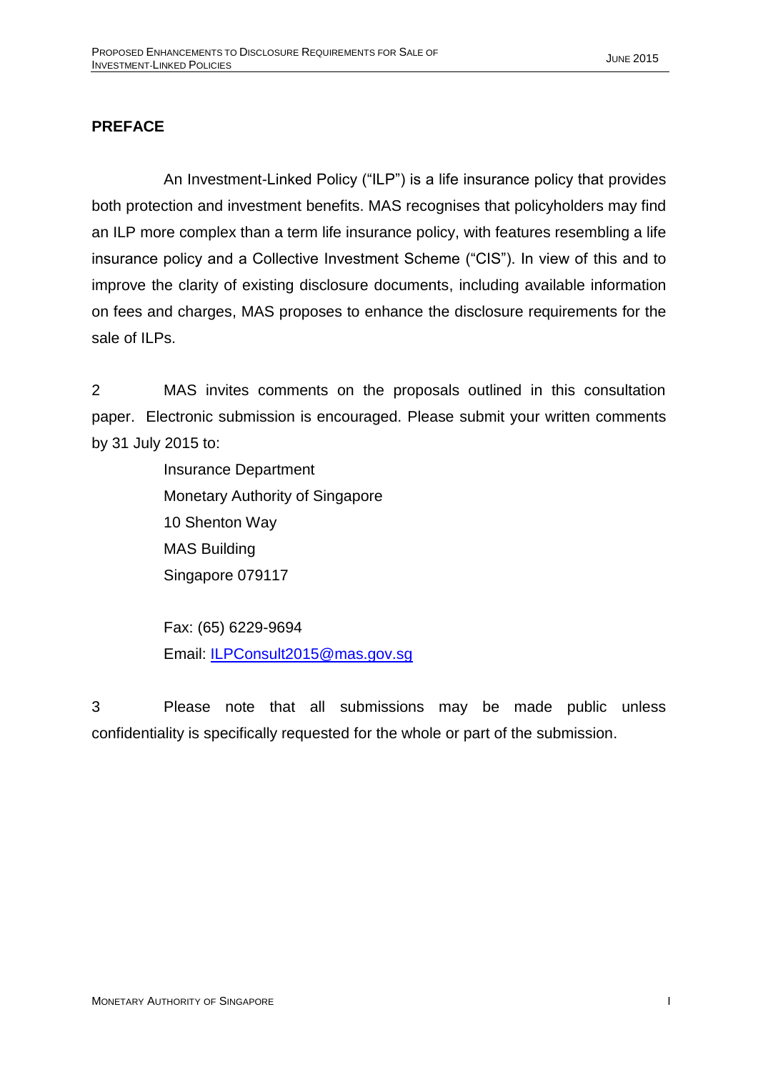## PREFACE

An Investment-Linked Policy ("ILP") is a life insurance policy that provides both protection and investment benefits. MAS recognises that policyholders may find an ILP more complex than a term life insurance policy, with features resembling a life insurance policy and a Collective Investment Scheme ("CIS"). In view of this and to improve the clarity of existing disclosure documents, including available information on fees and charges, MAS proposes to enhance the disclosure requirements for the sale of ILPs.

2 MAS invites comments on the proposals outlined in this consultation paper. Electronic submission is encouraged. Please submit your written comments by 31 July 2015 to:

Insurance Department
Monetary Authority of Singapore
10 Shenton Way
MAS Building
Singapore 079117

Fax: (65) 6229-9694
Email: ILPConsult2015@mas.gov.sg

3 Please note that all submissions may be made public unless confidentiality is specifically requested for the whole or part of the submission.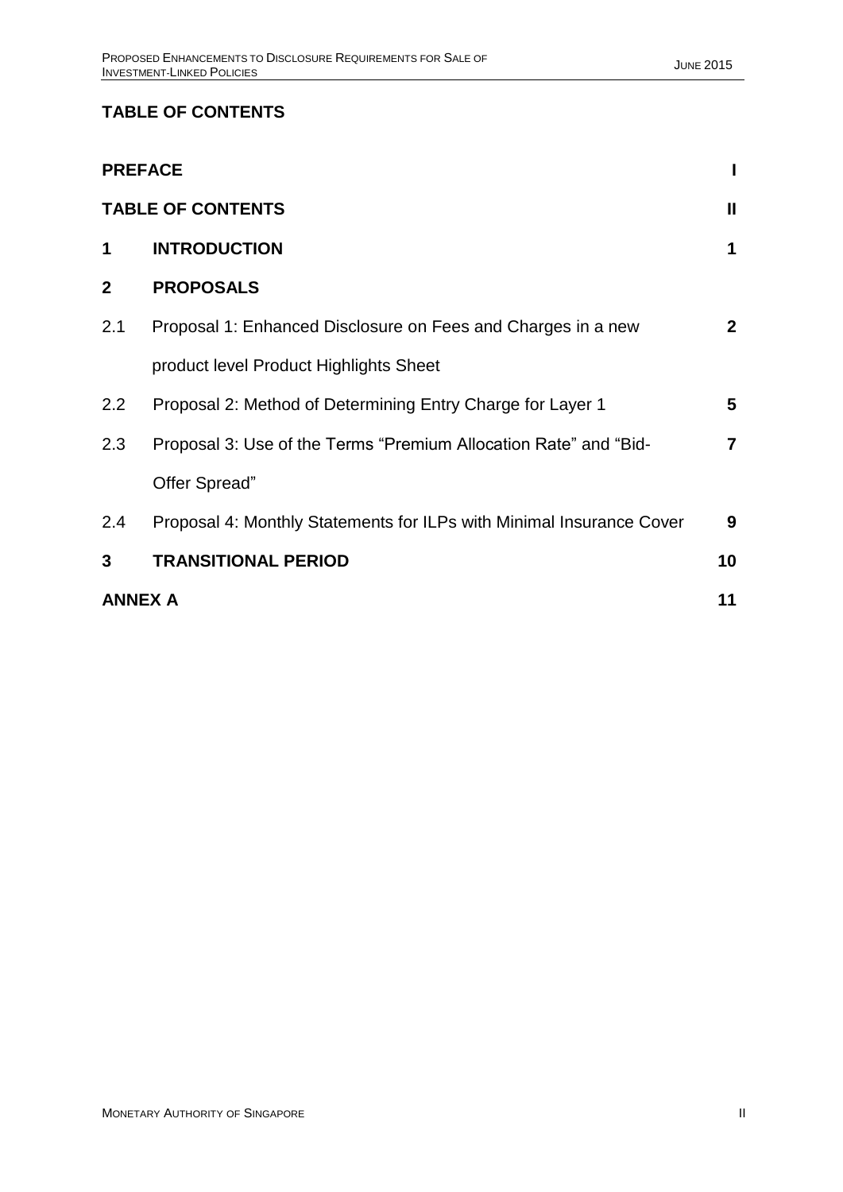## TABLE OF CONTENTS

| | | |
|---|---|---|
| **PREFACE** | | **I** |
| **TABLE OF CONTENTS** | | **II** |
| **1** | **INTRODUCTION** | **1** |
| **2** | **PROPOSALS** | |
| 2.1 | Proposal 1: Enhanced Disclosure on Fees and Charges in a new product level Product Highlights Sheet | **2** |
| 2.2 | Proposal 2: Method of Determining Entry Charge for Layer 1 | **5** |
| 2.3 | Proposal 3: Use of the Terms "Premium Allocation Rate" and "Bid-Offer Spread" | **7** |
| 2.4 | Proposal 4: Monthly Statements for ILPs with Minimal Insurance Cover | **9** |
| **3** | **TRANSITIONAL PERIOD** | **10** |
| **ANNEX A** | | **11** |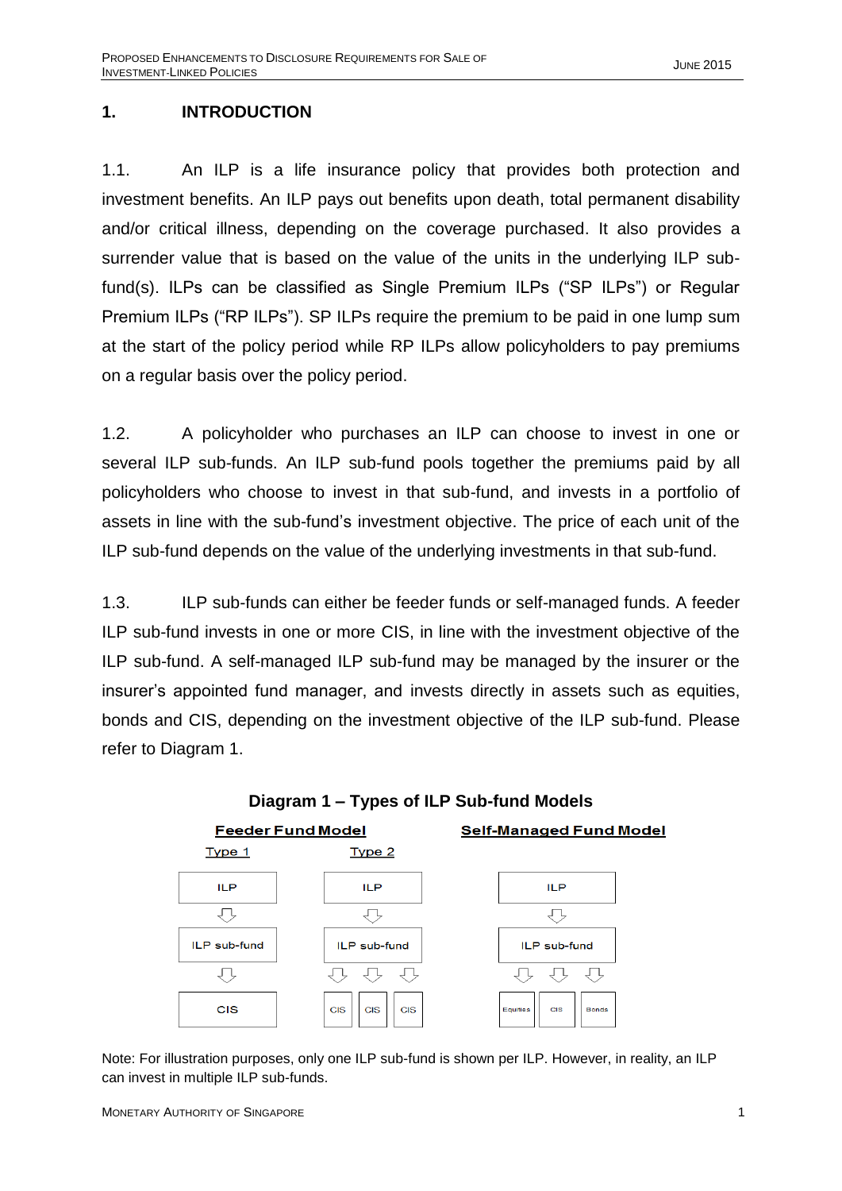## 1. INTRODUCTION

1.1. An ILP is a life insurance policy that provides both protection and investment benefits. An ILP pays out benefits upon death, total permanent disability and/or critical illness, depending on the coverage purchased. It also provides a surrender value that is based on the value of the units in the underlying ILP sub-fund(s). ILPs can be classified as Single Premium ILPs ("SP ILPs") or Regular Premium ILPs ("RP ILPs"). SP ILPs require the premium to be paid in one lump sum at the start of the policy period while RP ILPs allow policyholders to pay premiums on a regular basis over the policy period.

1.2. A policyholder who purchases an ILP can choose to invest in one or several ILP sub-funds. An ILP sub-fund pools together the premiums paid by all policyholders who choose to invest in that sub-fund, and invests in a portfolio of assets in line with the sub-fund's investment objective. The price of each unit of the ILP sub-fund depends on the value of the underlying investments in that sub-fund.

1.3. ILP sub-funds can either be feeder funds or self-managed funds. A feeder ILP sub-fund invests in one or more CIS, in line with the investment objective of the ILP sub-fund. A self-managed ILP sub-fund may be managed by the insurer or the insurer's appointed fund manager, and invests directly in assets such as equities, bonds and CIS, depending on the investment objective of the ILP sub-fund. Please refer to Diagram 1.

**Diagram 1 – Types of ILP Sub-fund Models**

**Feeder Fund Model**

Type 1: ILP → ILP sub-fund → CIS

Type 2: ILP → ILP sub-fund → CIS, CIS, CIS

**Self-Managed Fund Model**

ILP → ILP sub-fund → Equities, CIS, Bonds

Note: For illustration purposes, only one ILP sub-fund is shown per ILP. However, in reality, an ILP can invest in multiple ILP sub-funds.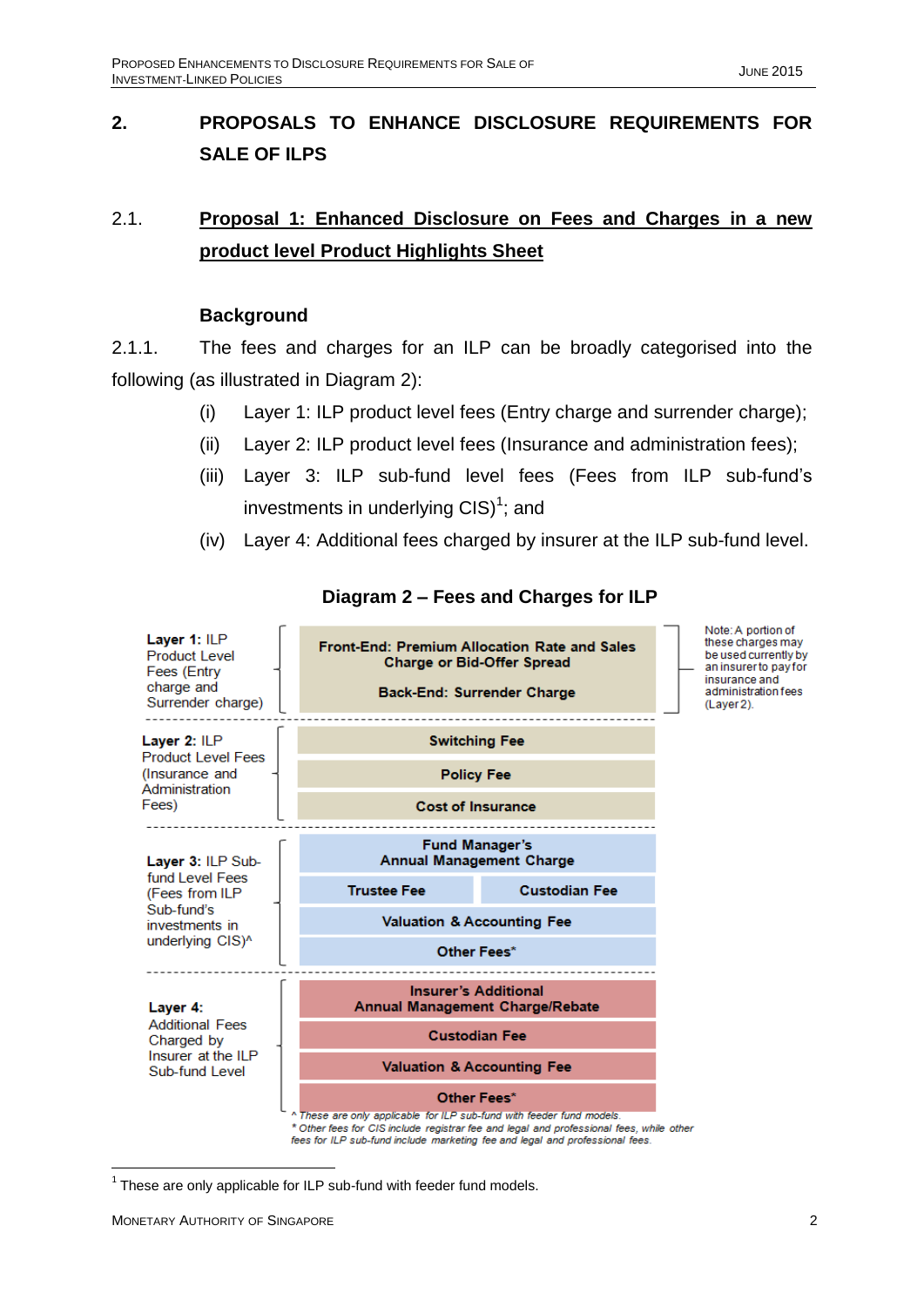## 2. PROPOSALS TO ENHANCE DISCLOSURE REQUIREMENTS FOR SALE OF ILPS

### 2.1. Proposal 1: Enhanced Disclosure on Fees and Charges in a new product level Product Highlights Sheet

**Background**

2.1.1. The fees and charges for an ILP can be broadly categorised into the following (as illustrated in Diagram 2):

(i) Layer 1: ILP product level fees (Entry charge and surrender charge);

(ii) Layer 2: ILP product level fees (Insurance and administration fees);

(iii) Layer 3: ILP sub-fund level fees (Fees from ILP sub-fund's investments in underlying CIS)[1]; and

(iv) Layer 4: Additional fees charged by insurer at the ILP sub-fund level.

**Diagram 2 – Fees and Charges for ILP**

| Layer | Fees and Charges | | Note |
|---|---|---|---|
| **Layer 1:** ILP Product Level Fees (Entry charge and Surrender charge) | **Front-End: Premium Allocation Rate and Sales Charge or Bid-Offer Spread** | | Note: A portion of these charges may be used currently by an insurer to pay for insurance and administration fees (Layer 2). |
| | **Back-End: Surrender Charge** | | |
| **Layer 2:** ILP Product Level Fees (Insurance and Administration Fees) | **Switching Fee** | | |
| | **Policy Fee** | | |
| | **Cost of Insurance** | | |
| **Layer 3:** ILP Sub-fund Level Fees (Fees from ILP Sub-fund's investments in underlying CIS)^ | **Fund Manager's Annual Management Charge** | | |
| | **Trustee Fee** | **Custodian Fee** | |
| | **Valuation & Accounting Fee** | | |
| | **Other Fees*** | | |
| **Layer 4:** Additional Fees Charged by Insurer at the ILP Sub-fund Level | **Insurer's Additional Annual Management Charge/Rebate** | | |
| | **Custodian Fee** | | |
| | **Valuation & Accounting Fee** | | |
| | **Other Fees*** | | |

*^ These are only applicable for ILP sub-fund with feeder fund models.*
*\* Other fees for CIS include registrar fee and legal and professional fees, while other fees for ILP sub-fund include marketing fee and legal and professional fees.*

---

[1] These are only applicable for ILP sub-fund with feeder fund models.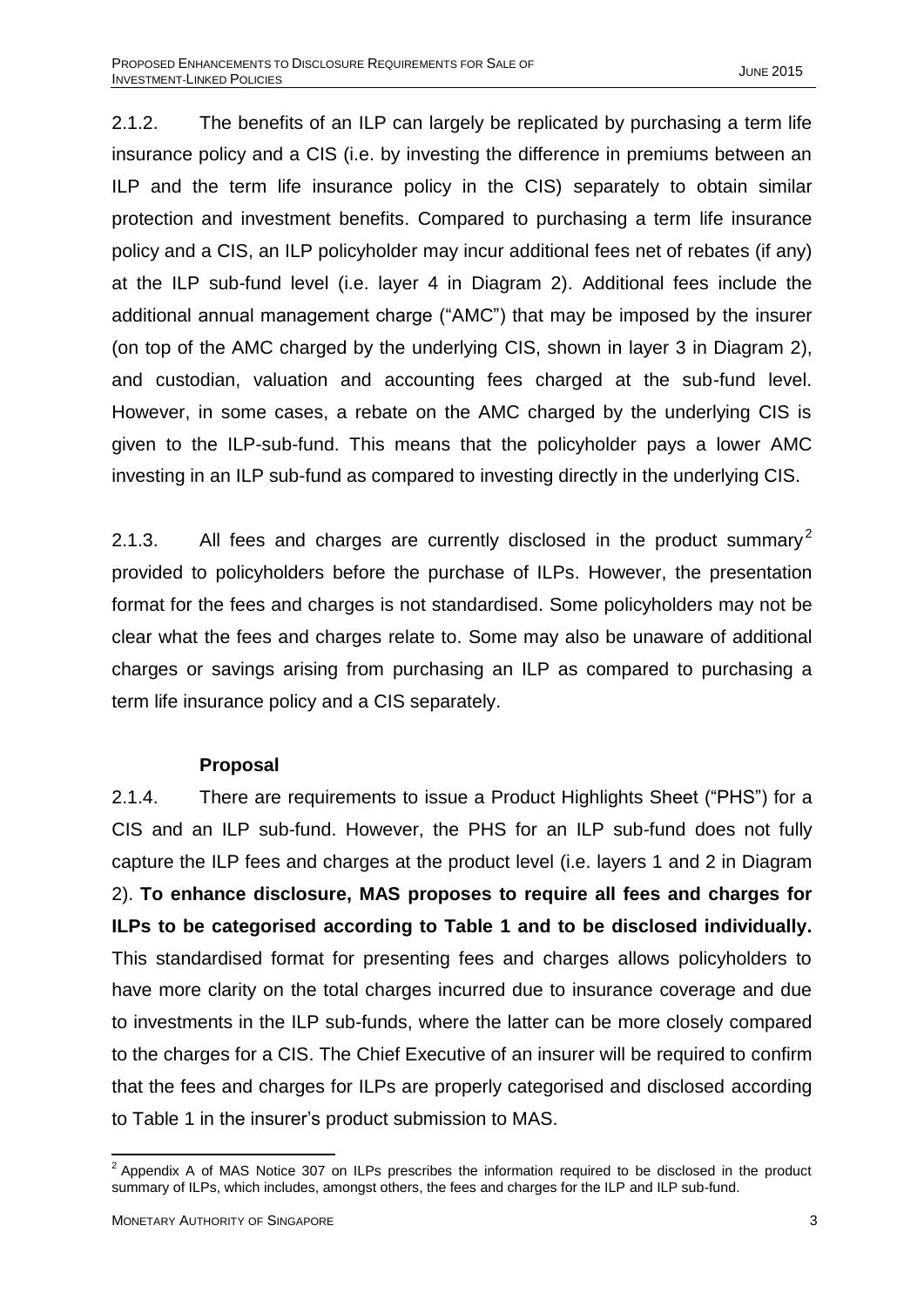2.1.2. The benefits of an ILP can largely be replicated by purchasing a term life insurance policy and a CIS (i.e. by investing the difference in premiums between an ILP and the term life insurance policy in the CIS) separately to obtain similar protection and investment benefits. Compared to purchasing a term life insurance policy and a CIS, an ILP policyholder may incur additional fees net of rebates (if any) at the ILP sub-fund level (i.e. layer 4 in Diagram 2). Additional fees include the additional annual management charge ("AMC") that may be imposed by the insurer (on top of the AMC charged by the underlying CIS, shown in layer 3 in Diagram 2), and custodian, valuation and accounting fees charged at the sub-fund level. However, in some cases, a rebate on the AMC charged by the underlying CIS is given to the ILP-sub-fund. This means that the policyholder pays a lower AMC investing in an ILP sub-fund as compared to investing directly in the underlying CIS.

2.1.3. All fees and charges are currently disclosed in the product summary[2] provided to policyholders before the purchase of ILPs. However, the presentation format for the fees and charges is not standardised. Some policyholders may not be clear what the fees and charges relate to. Some may also be unaware of additional charges or savings arising from purchasing an ILP as compared to purchasing a term life insurance policy and a CIS separately.

**Proposal**

2.1.4. There are requirements to issue a Product Highlights Sheet ("PHS") for a CIS and an ILP sub-fund. However, the PHS for an ILP sub-fund does not fully capture the ILP fees and charges at the product level (i.e. layers 1 and 2 in Diagram 2). **To enhance disclosure, MAS proposes to require all fees and charges for ILPs to be categorised according to Table 1 and to be disclosed individually.** This standardised format for presenting fees and charges allows policyholders to have more clarity on the total charges incurred due to insurance coverage and due to investments in the ILP sub-funds, where the latter can be more closely compared to the charges for a CIS. The Chief Executive of an insurer will be required to confirm that the fees and charges for ILPs are properly categorised and disclosed according to Table 1 in the insurer's product submission to MAS.

[2] Appendix A of MAS Notice 307 on ILPs prescribes the information required to be disclosed in the product summary of ILPs, which includes, amongst others, the fees and charges for the ILP and ILP sub-fund.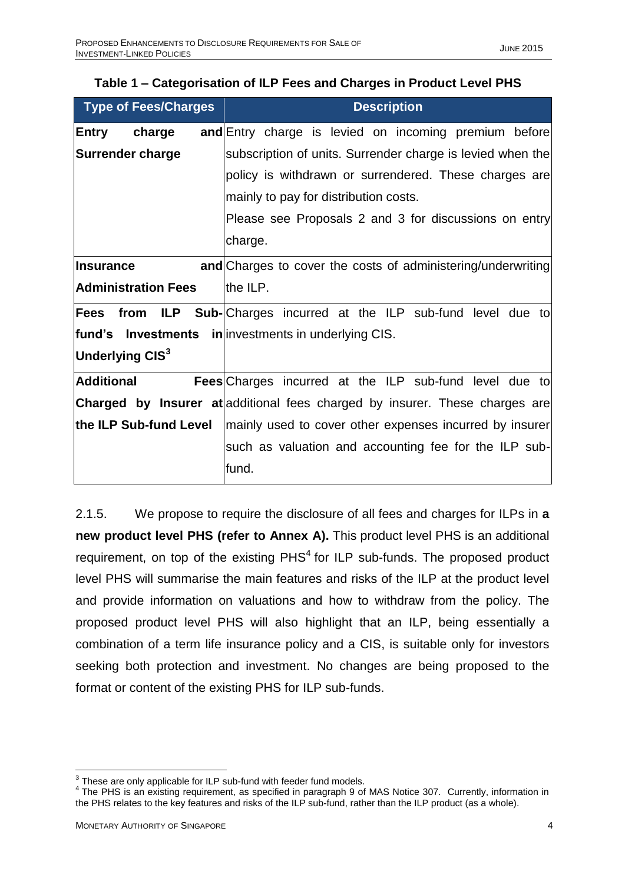**Table 1 – Categorisation of ILP Fees and Charges in Product Level PHS**

| Type of Fees/Charges | Description |
| --- | --- |
| **Entry charge and Surrender charge** | Entry charge is levied on incoming premium before subscription of units. Surrender charge is levied when the policy is withdrawn or surrendered. These charges are mainly to pay for distribution costs.<br>Please see Proposals 2 and 3 for discussions on entry charge. |
| **Insurance and Administration Fees** | Charges to cover the costs of administering/underwriting the ILP. |
| **Fees from ILP Sub-fund's Investments in Underlying CIS**[3] | Charges incurred at the ILP sub-fund level due to investments in underlying CIS. |
| **Additional Fees Charged by Insurer at the ILP Sub-fund Level** | Charges incurred at the ILP sub-fund level due to additional fees charged by insurer. These charges are mainly used to cover other expenses incurred by insurer such as valuation and accounting fee for the ILP sub-fund. |

2.1.5. We propose to require the disclosure of all fees and charges for ILPs in **a new product level PHS (refer to Annex A).** This product level PHS is an additional requirement, on top of the existing PHS[4] for ILP sub-funds. The proposed product level PHS will summarise the main features and risks of the ILP at the product level and provide information on valuations and how to withdraw from the policy. The proposed product level PHS will also highlight that an ILP, being essentially a combination of a term life insurance policy and a CIS, is suitable only for investors seeking both protection and investment. No changes are being proposed to the format or content of the existing PHS for ILP sub-funds.

[3] These are only applicable for ILP sub-fund with feeder fund models.

[4] The PHS is an existing requirement, as specified in paragraph 9 of MAS Notice 307. Currently, information in the PHS relates to the key features and risks of the ILP sub-fund, rather than the ILP product (as a whole).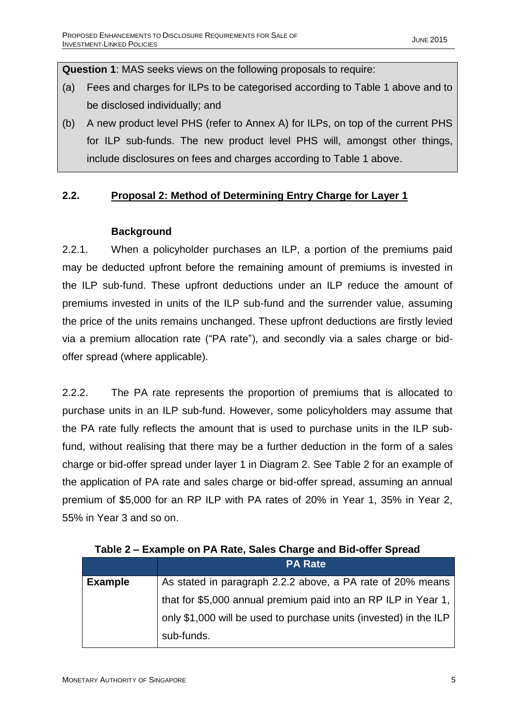**Question 1**: MAS seeks views on the following proposals to require:

(a) Fees and charges for ILPs to be categorised according to Table 1 above and to be disclosed individually; and

(b) A new product level PHS (refer to Annex A) for ILPs, on top of the current PHS for ILP sub-funds. The new product level PHS will, amongst other things, include disclosures on fees and charges according to Table 1 above.

## 2.2. Proposal 2: Method of Determining Entry Charge for Layer 1

### Background

2.2.1. When a policyholder purchases an ILP, a portion of the premiums paid may be deducted upfront before the remaining amount of premiums is invested in the ILP sub-fund. These upfront deductions under an ILP reduce the amount of premiums invested in units of the ILP sub-fund and the surrender value, assuming the price of the units remains unchanged. These upfront deductions are firstly levied via a premium allocation rate ("PA rate"), and secondly via a sales charge or bid-offer spread (where applicable).

2.2.2. The PA rate represents the proportion of premiums that is allocated to purchase units in an ILP sub-fund. However, some policyholders may assume that the PA rate fully reflects the amount that is used to purchase units in the ILP sub-fund, without realising that there may be a further deduction in the form of a sales charge or bid-offer spread under layer 1 in Diagram 2. See Table 2 for an example of the application of PA rate and sales charge or bid-offer spread, assuming an annual premium of $5,000 for an RP ILP with PA rates of 20% in Year 1, 35% in Year 2, 55% in Year 3 and so on.

**Table 2 – Example on PA Rate, Sales Charge and Bid-offer Spread**

| | PA Rate |
|---|---|
| **Example** | As stated in paragraph 2.2.2 above, a PA rate of 20% means that for $5,000 annual premium paid into an RP ILP in Year 1, only $1,000 will be used to purchase units (invested) in the ILP sub-funds. |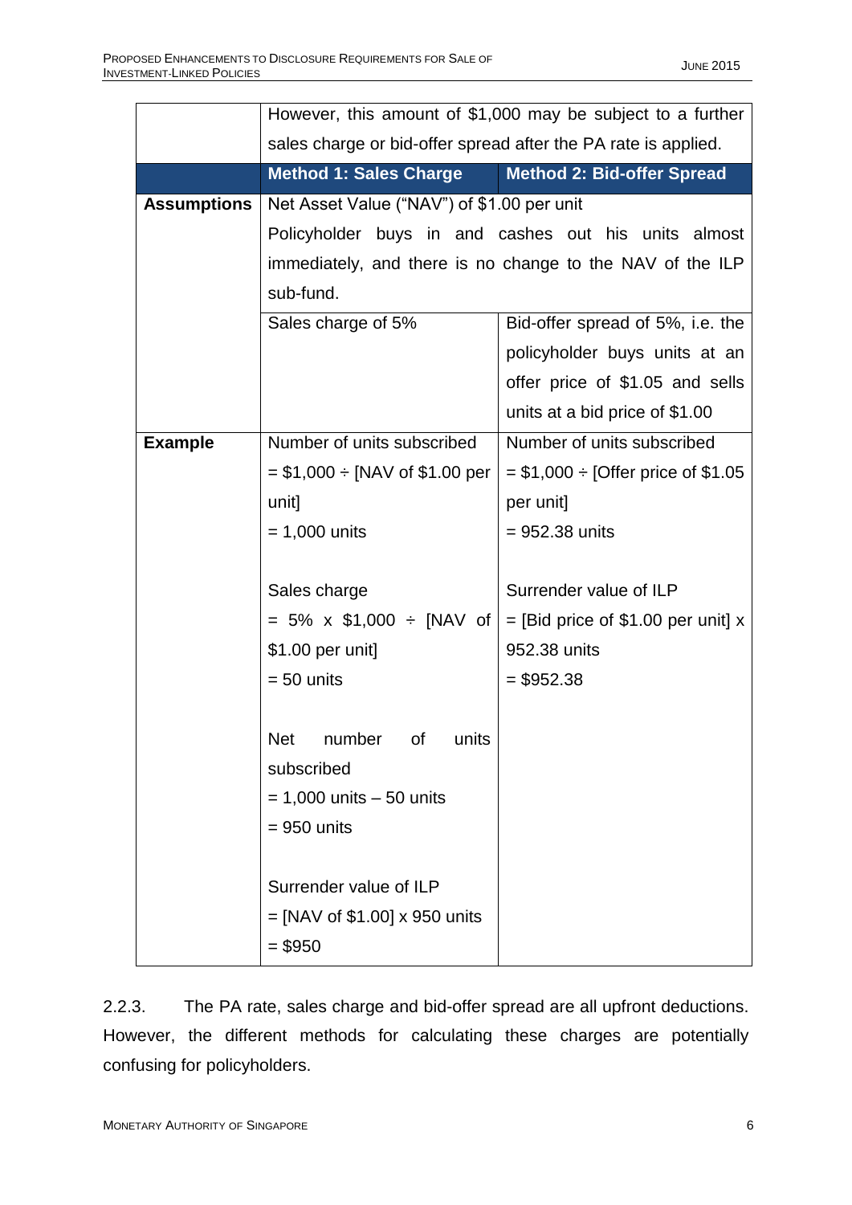| | | |
|---|---|---|
| | However, this amount of $1,000 may be subject to a further sales charge or bid-offer spread after the PA rate is applied. | |
| | **Method 1: Sales Charge** | **Method 2: Bid-offer Spread** |
| **Assumptions** | Net Asset Value ("NAV") of $1.00 per unit<br>Policyholder buys in and cashes out his units almost immediately, and there is no change to the NAV of the ILP sub-fund. | |
| | Sales charge of 5% | Bid-offer spread of 5%, i.e. the policyholder buys units at an offer price of $1.05 and sells units at a bid price of $1.00 |
| **Example** | Number of units subscribed<br>= $1,000 ÷ [NAV of $1.00 per unit]<br>= 1,000 units<br><br>Sales charge<br>= 5% x $1,000 ÷ [NAV of $1.00 per unit]<br>= 50 units<br><br>Net number of units subscribed<br>= 1,000 units – 50 units<br>= 950 units<br><br>Surrender value of ILP<br>= [NAV of $1.00] x 950 units<br>= $950 | Number of units subscribed<br>= $1,000 ÷ [Offer price of $1.05 per unit]<br>= 952.38 units<br><br>Surrender value of ILP<br>= [Bid price of $1.00 per unit] x 952.38 units<br>= $952.38 |

2.2.3. The PA rate, sales charge and bid-offer spread are all upfront deductions. However, the different methods for calculating these charges are potentially confusing for policyholders.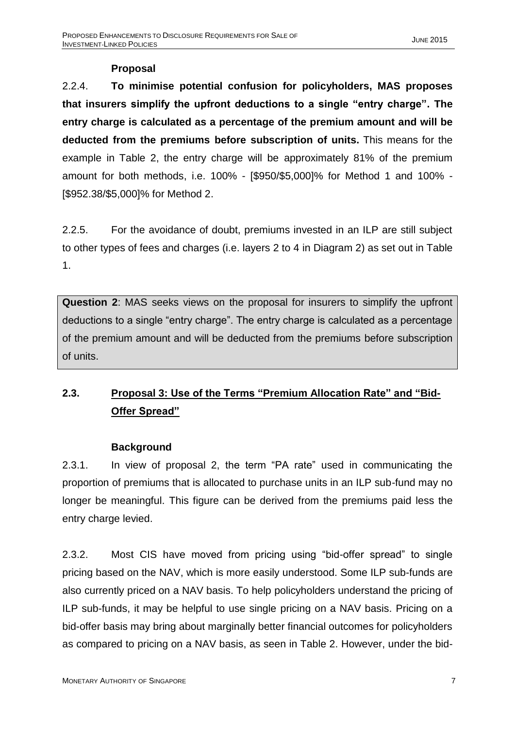### Proposal

2.2.4. **To minimise potential confusion for policyholders, MAS proposes that insurers simplify the upfront deductions to a single "entry charge". The entry charge is calculated as a percentage of the premium amount and will be deducted from the premiums before subscription of units.** This means for the example in Table 2, the entry charge will be approximately 81% of the premium amount for both methods, i.e. 100% - [$950/$5,000]% for Method 1 and 100% - [$952.38/$5,000]% for Method 2.

2.2.5. For the avoidance of doubt, premiums invested in an ILP are still subject to other types of fees and charges (i.e. layers 2 to 4 in Diagram 2) as set out in Table 1.

> **Question 2**: MAS seeks views on the proposal for insurers to simplify the upfront deductions to a single "entry charge". The entry charge is calculated as a percentage of the premium amount and will be deducted from the premiums before subscription of units.

## 2.3. Proposal 3: Use of the Terms "Premium Allocation Rate" and "Bid-Offer Spread"

### Background

2.3.1. In view of proposal 2, the term "PA rate" used in communicating the proportion of premiums that is allocated to purchase units in an ILP sub-fund may no longer be meaningful. This figure can be derived from the premiums paid less the entry charge levied.

2.3.2. Most CIS have moved from pricing using "bid-offer spread" to single pricing based on the NAV, which is more easily understood. Some ILP sub-funds are also currently priced on a NAV basis. To help policyholders understand the pricing of ILP sub-funds, it may be helpful to use single pricing on a NAV basis. Pricing on a bid-offer basis may bring about marginally better financial outcomes for policyholders as compared to pricing on a NAV basis, as seen in Table 2. However, under the bid-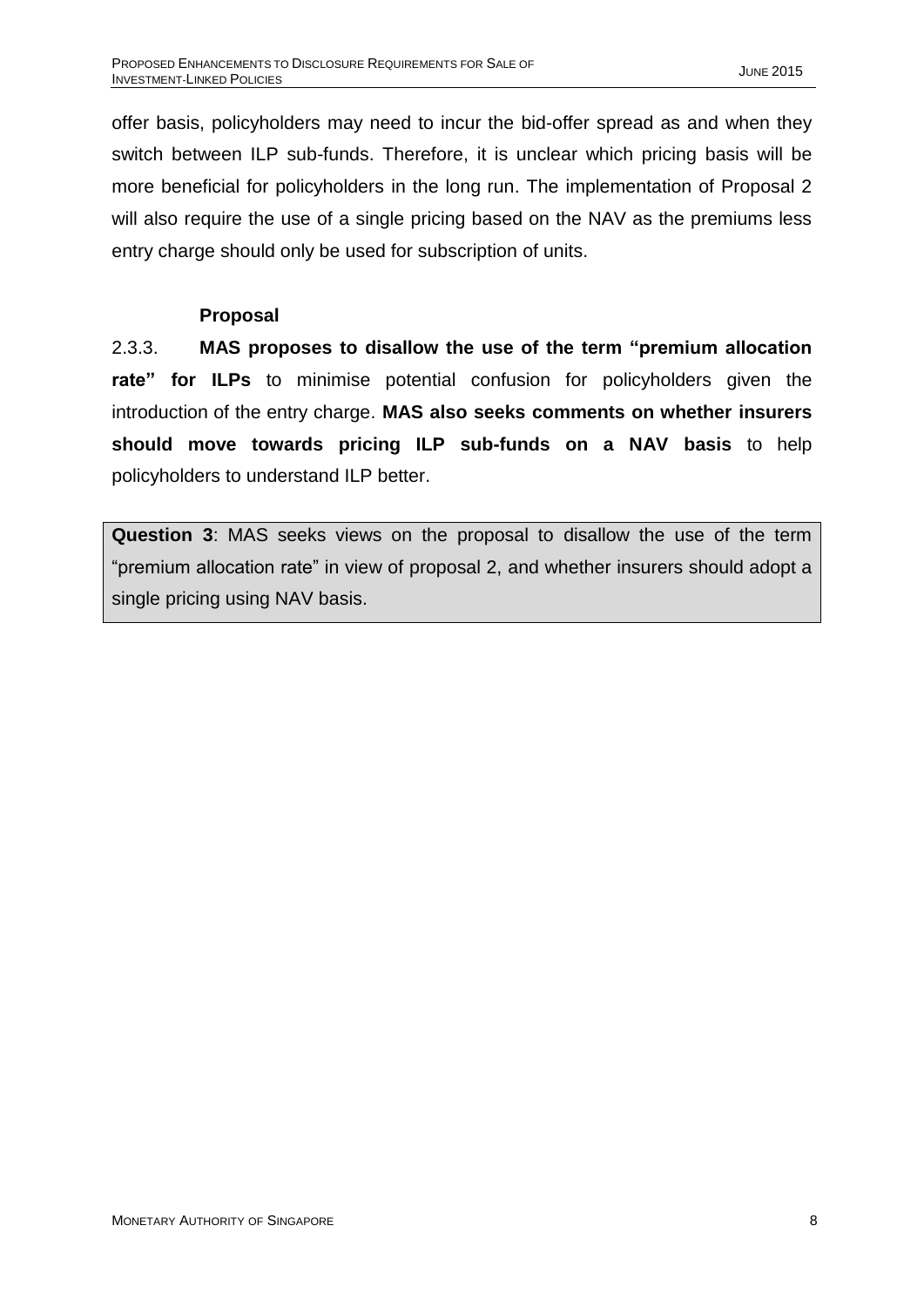offer basis, policyholders may need to incur the bid-offer spread as and when they switch between ILP sub-funds. Therefore, it is unclear which pricing basis will be more beneficial for policyholders in the long run. The implementation of Proposal 2 will also require the use of a single pricing based on the NAV as the premiums less entry charge should only be used for subscription of units.

**Proposal**

2.3.3. **MAS proposes to disallow the use of the term "premium allocation rate" for ILPs** to minimise potential confusion for policyholders given the introduction of the entry charge. **MAS also seeks comments on whether insurers should move towards pricing ILP sub-funds on a NAV basis** to help policyholders to understand ILP better.

> **Question 3**: MAS seeks views on the proposal to disallow the use of the term "premium allocation rate" in view of proposal 2, and whether insurers should adopt a single pricing using NAV basis.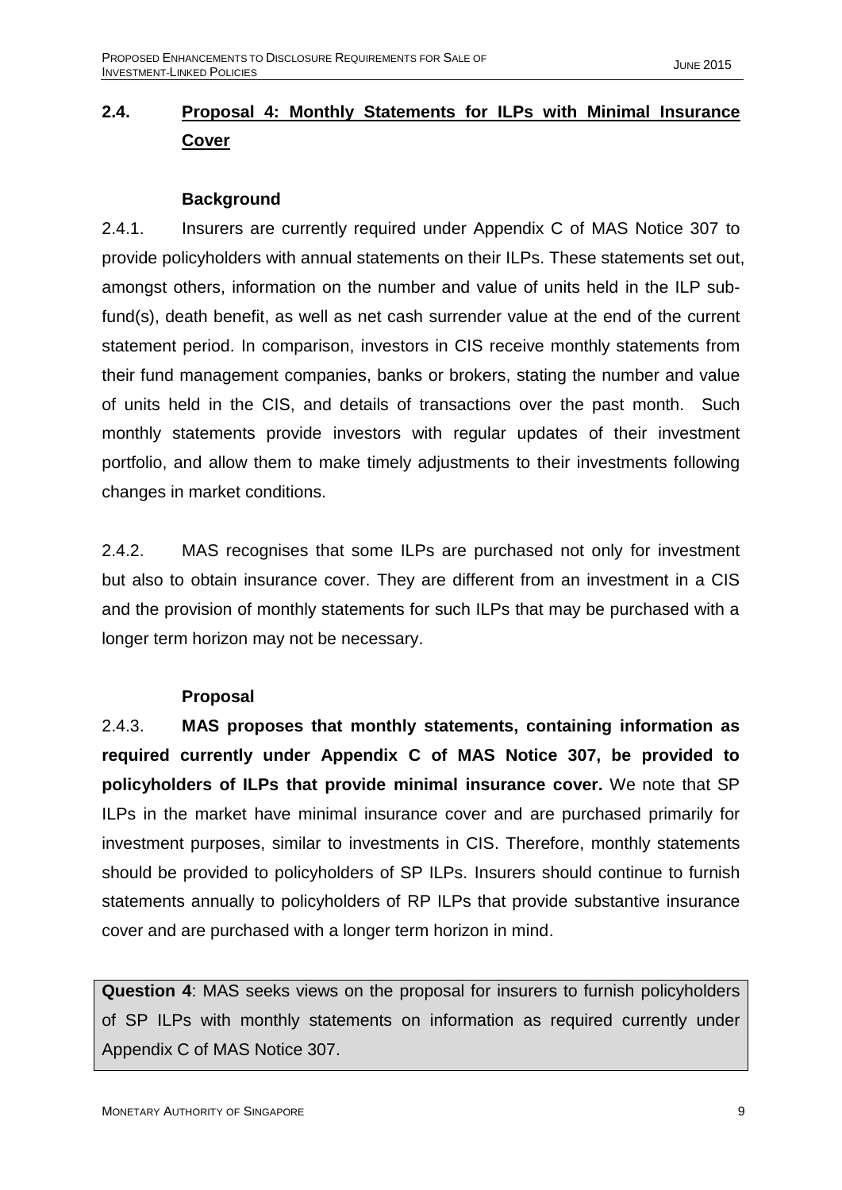## 2.4. Proposal 4: Monthly Statements for ILPs with Minimal Insurance Cover

### Background

2.4.1. Insurers are currently required under Appendix C of MAS Notice 307 to provide policyholders with annual statements on their ILPs. These statements set out, amongst others, information on the number and value of units held in the ILP sub-fund(s), death benefit, as well as net cash surrender value at the end of the current statement period. In comparison, investors in CIS receive monthly statements from their fund management companies, banks or brokers, stating the number and value of units held in the CIS, and details of transactions over the past month. Such monthly statements provide investors with regular updates of their investment portfolio, and allow them to make timely adjustments to their investments following changes in market conditions.

2.4.2. MAS recognises that some ILPs are purchased not only for investment but also to obtain insurance cover. They are different from an investment in a CIS and the provision of monthly statements for such ILPs that may be purchased with a longer term horizon may not be necessary.

### Proposal

2.4.3. **MAS proposes that monthly statements, containing information as required currently under Appendix C of MAS Notice 307, be provided to policyholders of ILPs that provide minimal insurance cover.** We note that SP ILPs in the market have minimal insurance cover and are purchased primarily for investment purposes, similar to investments in CIS. Therefore, monthly statements should be provided to policyholders of SP ILPs. Insurers should continue to furnish statements annually to policyholders of RP ILPs that provide substantive insurance cover and are purchased with a longer term horizon in mind.

**Question 4**: MAS seeks views on the proposal for insurers to furnish policyholders of SP ILPs with monthly statements on information as required currently under Appendix C of MAS Notice 307.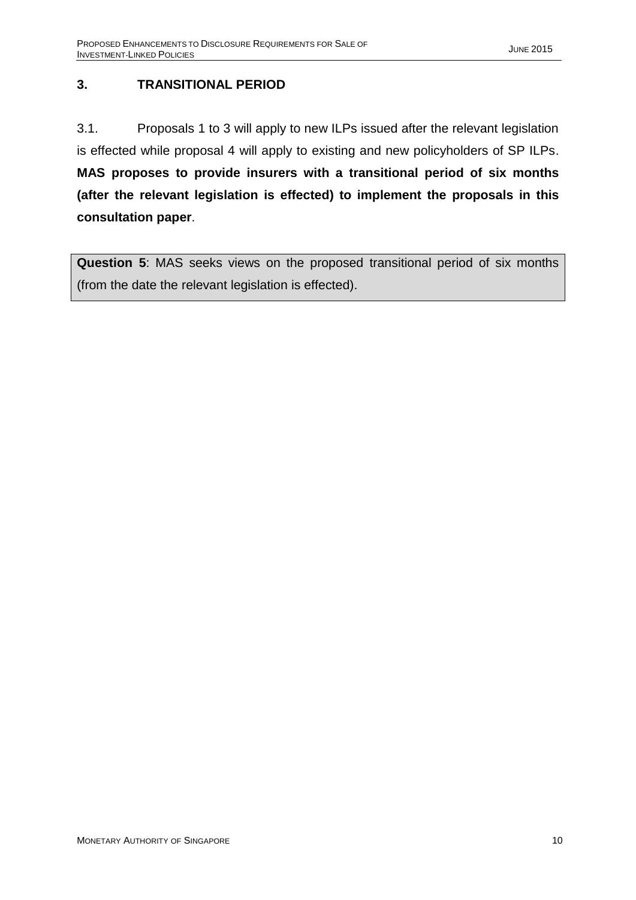## 3. TRANSITIONAL PERIOD

3.1. Proposals 1 to 3 will apply to new ILPs issued after the relevant legislation is effected while proposal 4 will apply to existing and new policyholders of SP ILPs. **MAS proposes to provide insurers with a transitional period of six months (after the relevant legislation is effected) to implement the proposals in this consultation paper**.

**Question 5**: MAS seeks views on the proposed transitional period of six months (from the date the relevant legislation is effected).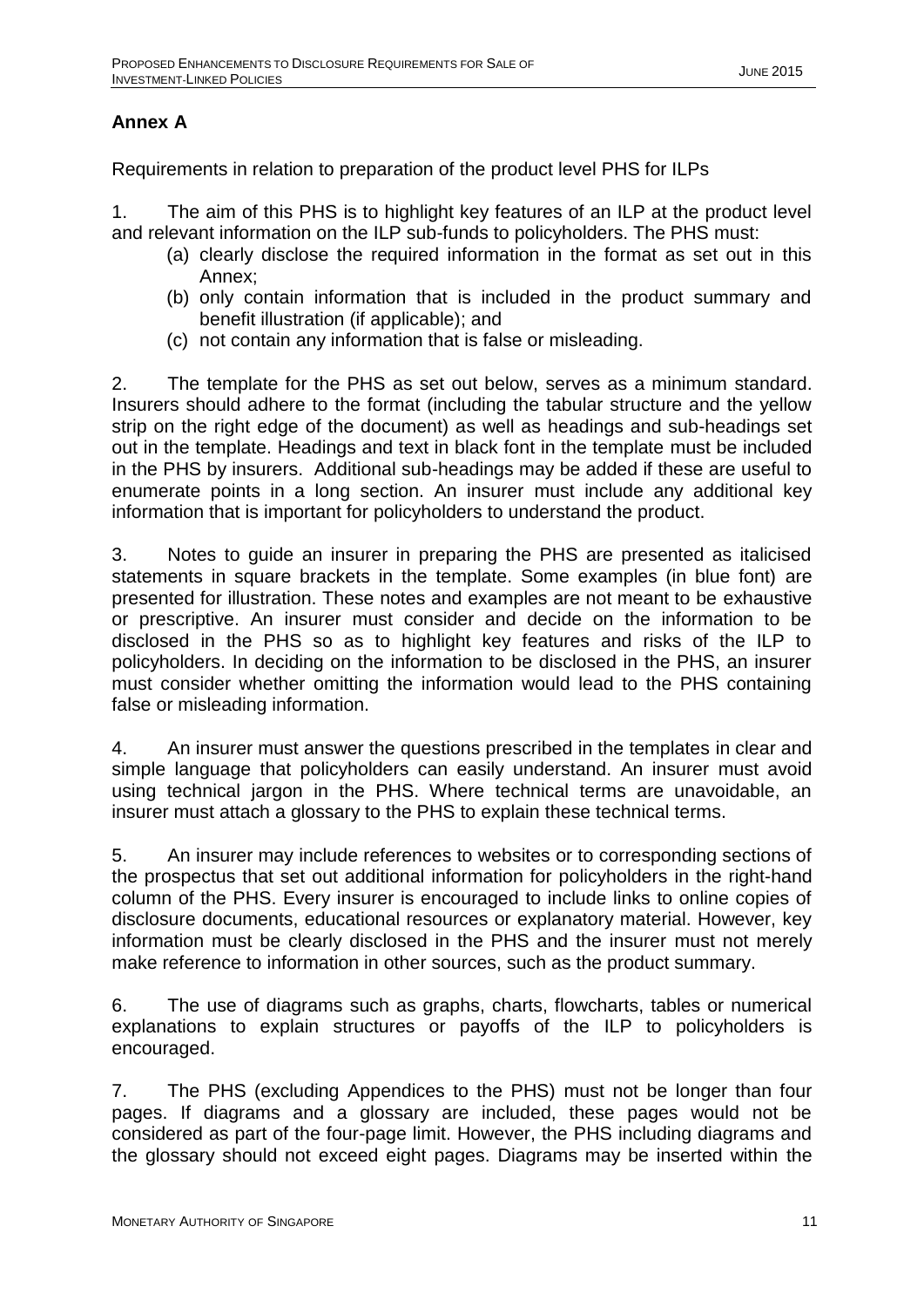## Annex A

Requirements in relation to preparation of the product level PHS for ILPs

1. The aim of this PHS is to highlight key features of an ILP at the product level and relevant information on the ILP sub-funds to policyholders. The PHS must:
   (a) clearly disclose the required information in the format as set out in this Annex;
   (b) only contain information that is included in the product summary and benefit illustration (if applicable); and
   (c) not contain any information that is false or misleading.

2. The template for the PHS as set out below, serves as a minimum standard. Insurers should adhere to the format (including the tabular structure and the yellow strip on the right edge of the document) as well as headings and sub-headings set out in the template. Headings and text in black font in the template must be included in the PHS by insurers. Additional sub-headings may be added if these are useful to enumerate points in a long section. An insurer must include any additional key information that is important for policyholders to understand the product.

3. Notes to guide an insurer in preparing the PHS are presented as italicised statements in square brackets in the template. Some examples (in blue font) are presented for illustration. These notes and examples are not meant to be exhaustive or prescriptive. An insurer must consider and decide on the information to be disclosed in the PHS so as to highlight key features and risks of the ILP to policyholders. In deciding on the information to be disclosed in the PHS, an insurer must consider whether omitting the information would lead to the PHS containing false or misleading information.

4. An insurer must answer the questions prescribed in the templates in clear and simple language that policyholders can easily understand. An insurer must avoid using technical jargon in the PHS. Where technical terms are unavoidable, an insurer must attach a glossary to the PHS to explain these technical terms.

5. An insurer may include references to websites or to corresponding sections of the prospectus that set out additional information for policyholders in the right-hand column of the PHS. Every insurer is encouraged to include links to online copies of disclosure documents, educational resources or explanatory material. However, key information must be clearly disclosed in the PHS and the insurer must not merely make reference to information in other sources, such as the product summary.

6. The use of diagrams such as graphs, charts, flowcharts, tables or numerical explanations to explain structures or payoffs of the ILP to policyholders is encouraged.

7. The PHS (excluding Appendices to the PHS) must not be longer than four pages. If diagrams and a glossary are included, these pages would not be considered as part of the four-page limit. However, the PHS including diagrams and the glossary should not exceed eight pages. Diagrams may be inserted within the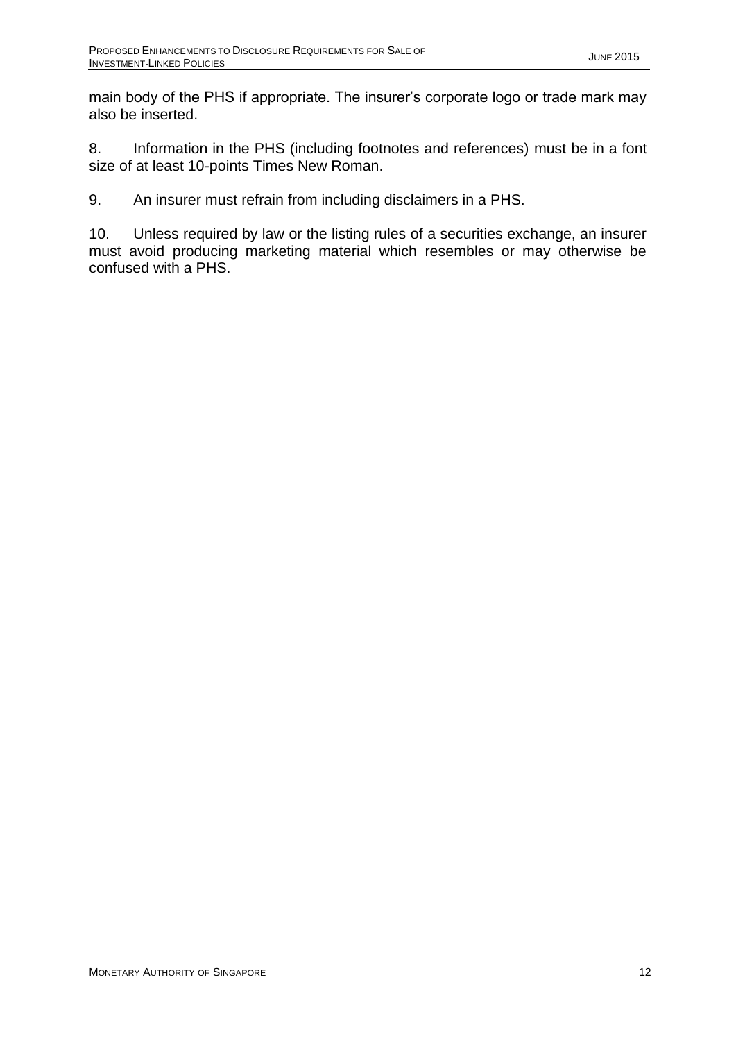main body of the PHS if appropriate. The insurer's corporate logo or trade mark may also be inserted.

8. Information in the PHS (including footnotes and references) must be in a font size of at least 10-points Times New Roman.

9. An insurer must refrain from including disclaimers in a PHS.

10. Unless required by law or the listing rules of a securities exchange, an insurer must avoid producing marketing material which resembles or may otherwise be confused with a PHS.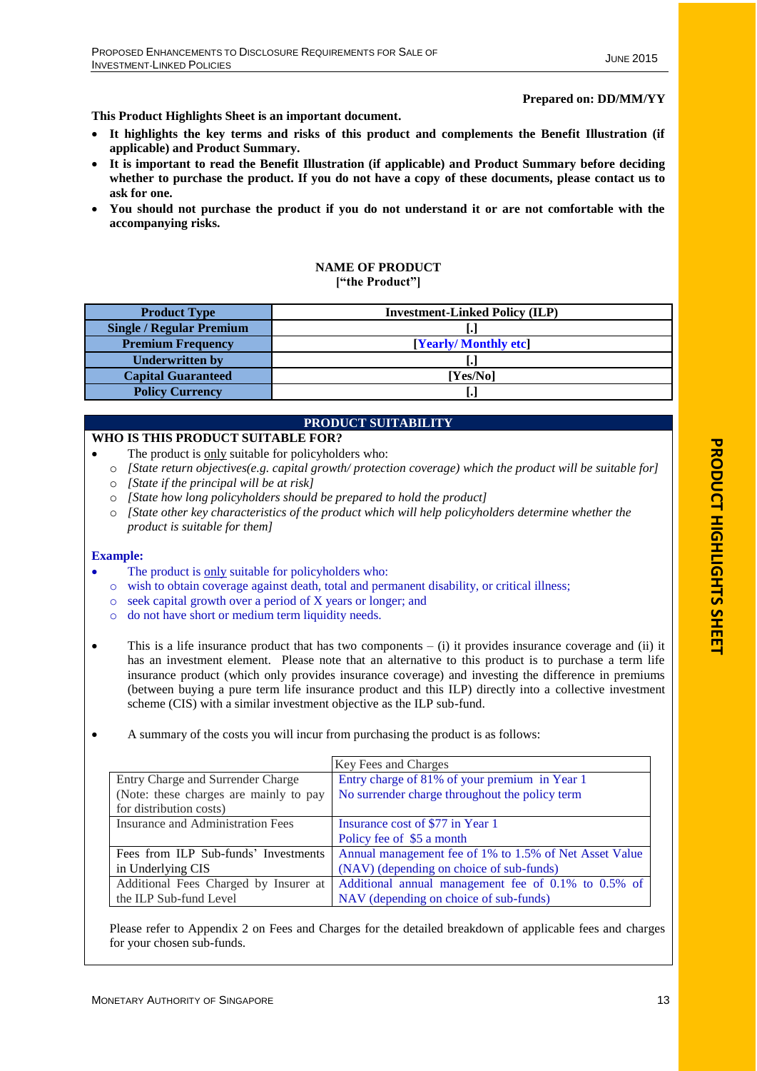**Prepared on: DD/MM/YY**

**This Product Highlights Sheet is an important document.**

- **It highlights the key terms and risks of this product and complements the Benefit Illustration (if applicable) and Product Summary.**
- **It is important to read the Benefit Illustration (if applicable) and Product Summary before deciding whether to purchase the product. If you do not have a copy of these documents, please contact us to ask for one.**
- **You should not purchase the product if you do not understand it or are not comfortable with the accompanying risks.**

**NAME OF PRODUCT**
**["the Product"]**

| **Product Type** | **Investment-Linked Policy (ILP)** |
|---|---|
| **Single / Regular Premium** | **[.]** |
| **Premium Frequency** | **[Yearly/ Monthly etc]** |
| **Underwritten by** | **[.]** |
| **Capital Guaranteed** | **[Yes/No]** |
| **Policy Currency** | **[.]** |

## PRODUCT SUITABILITY

**WHO IS THIS PRODUCT SUITABLE FOR?**

- The product is only suitable for policyholders who:
  - *[State return objectives(e.g. capital growth/ protection coverage) which the product will be suitable for]*
  - *[State if the principal will be at risk]*
  - *[State how long policyholders should be prepared to hold the product]*
  - *[State other key characteristics of the product which will help policyholders determine whether the product is suitable for them]*

**Example:**

- The product is only suitable for policyholders who:
  - wish to obtain coverage against death, total and permanent disability, or critical illness;
  - seek capital growth over a period of X years or longer; and
  - do not have short or medium term liquidity needs.

- This is a life insurance product that has two components – (i) it provides insurance coverage and (ii) it has an investment element. Please note that an alternative to this product is to purchase a term life insurance product (which only provides insurance coverage) and investing the difference in premiums (between buying a pure term life insurance product and this ILP) directly into a collective investment scheme (CIS) with a similar investment objective as the ILP sub-fund.

- A summary of the costs you will incur from purchasing the product is as follows:

| | Key Fees and Charges |
|---|---|
| Entry Charge and Surrender Charge (Note: these charges are mainly to pay for distribution costs) | Entry charge of 81% of your premium in Year 1<br>No surrender charge throughout the policy term |
| Insurance and Administration Fees | Insurance cost of $77 in Year 1<br>Policy fee of $5 a month |
| Fees from ILP Sub-funds' Investments in Underlying CIS | Annual management fee of 1% to 1.5% of Net Asset Value (NAV) (depending on choice of sub-funds) |
| Additional Fees Charged by Insurer at the ILP Sub-fund Level | Additional annual management fee of 0.1% to 0.5% of NAV (depending on choice of sub-funds) |

Please refer to Appendix 2 on Fees and Charges for the detailed breakdown of applicable fees and charges for your chosen sub-funds.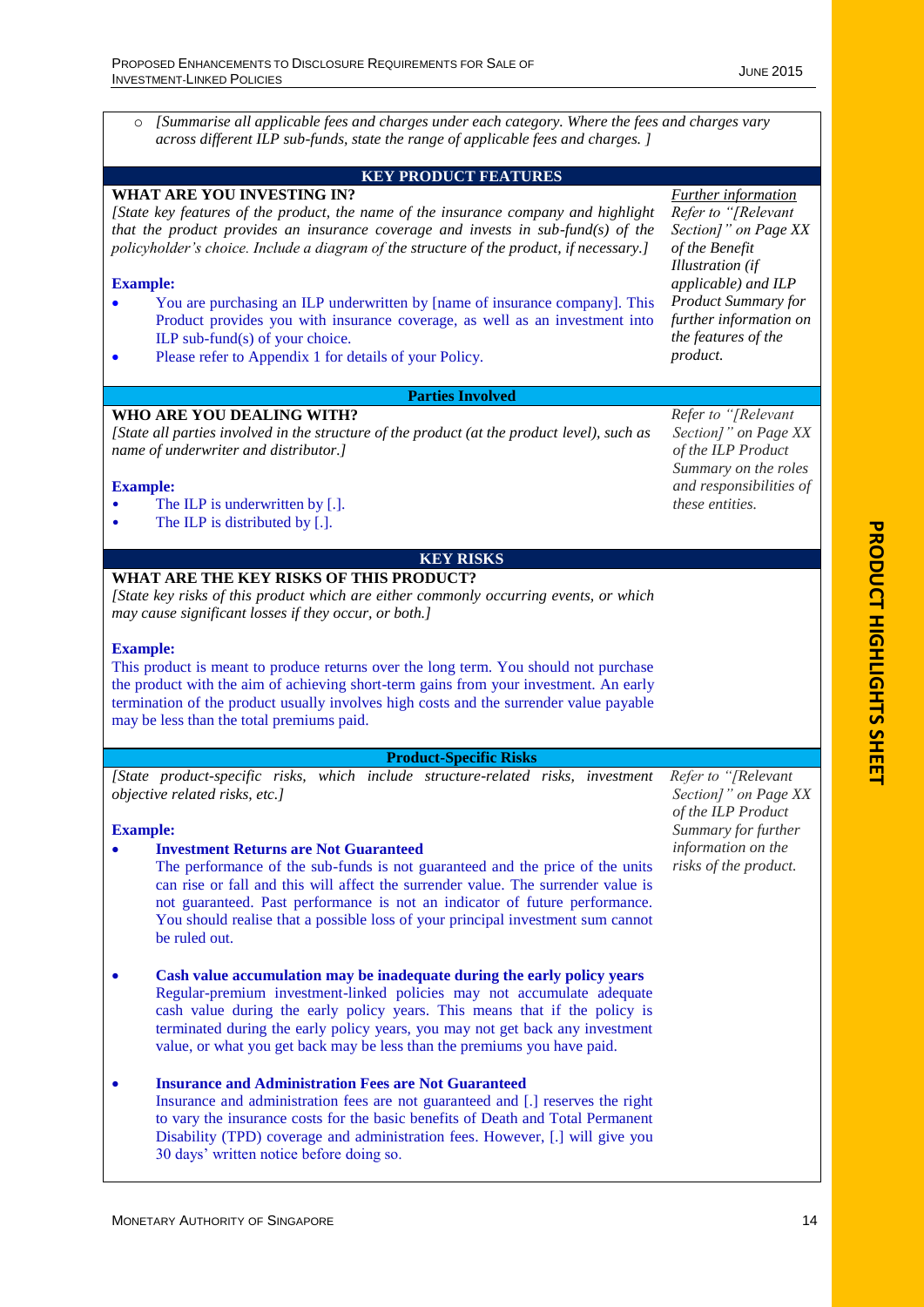- *[Summarise all applicable fees and charges under each category. Where the fees and charges vary across different ILP sub-funds, state the range of applicable fees and charges. ]*

## KEY PRODUCT FEATURES

**WHAT ARE YOU INVESTING IN?**

*[State key features of the product, the name of the insurance company and highlight that the product provides an insurance coverage and invests in sub-fund(s) of the policyholder's choice. Include a diagram of the structure of the product, if necessary.]*

**Example:**

- You are purchasing an ILP underwritten by [name of insurance company]. This Product provides you with insurance coverage, as well as an investment into ILP sub-fund(s) of your choice.
- Please refer to Appendix 1 for details of your Policy.

*Further information*
*Refer to "[Relevant Section]" on Page XX of the Benefit Illustration (if applicable) and ILP Product Summary for further information on the features of the product.*

### Parties Involved

**WHO ARE YOU DEALING WITH?**

*[State all parties involved in the structure of the product (at the product level), such as name of underwriter and distributor.]*

**Example:**

- The ILP is underwritten by [.].
- The ILP is distributed by [.].

*Refer to "[Relevant Section]" on Page XX of the ILP Product Summary on the roles and responsibilities of these entities.*

## KEY RISKS

**WHAT ARE THE KEY RISKS OF THIS PRODUCT?**

*[State key risks of this product which are either commonly occurring events, or which may cause significant losses if they occur, or both.]*

**Example:**

This product is meant to produce returns over the long term. You should not purchase the product with the aim of achieving short-term gains from your investment. An early termination of the product usually involves high costs and the surrender value payable may be less than the total premiums paid.

### Product-Specific Risks

*[State product-specific risks, which include structure-related risks, investment objective related risks, etc.]*

**Example:**

- **Investment Returns are Not Guaranteed**
  The performance of the sub-funds is not guaranteed and the price of the units can rise or fall and this will affect the surrender value. The surrender value is not guaranteed. Past performance is not an indicator of future performance. You should realise that a possible loss of your principal investment sum cannot be ruled out.

- **Cash value accumulation may be inadequate during the early policy years**
  Regular-premium investment-linked policies may not accumulate adequate cash value during the early policy years. This means that if the policy is terminated during the early policy years, you may not get back any investment value, or what you get back may be less than the premiums you have paid.

- **Insurance and Administration Fees are Not Guaranteed**
  Insurance and administration fees are not guaranteed and [.] reserves the right to vary the insurance costs for the basic benefits of Death and Total Permanent Disability (TPD) coverage and administration fees. However, [.] will give you 30 days' written notice before doing so.

*Refer to "[Relevant Section]" on Page XX of the ILP Product Summary for further information on the risks of the product.*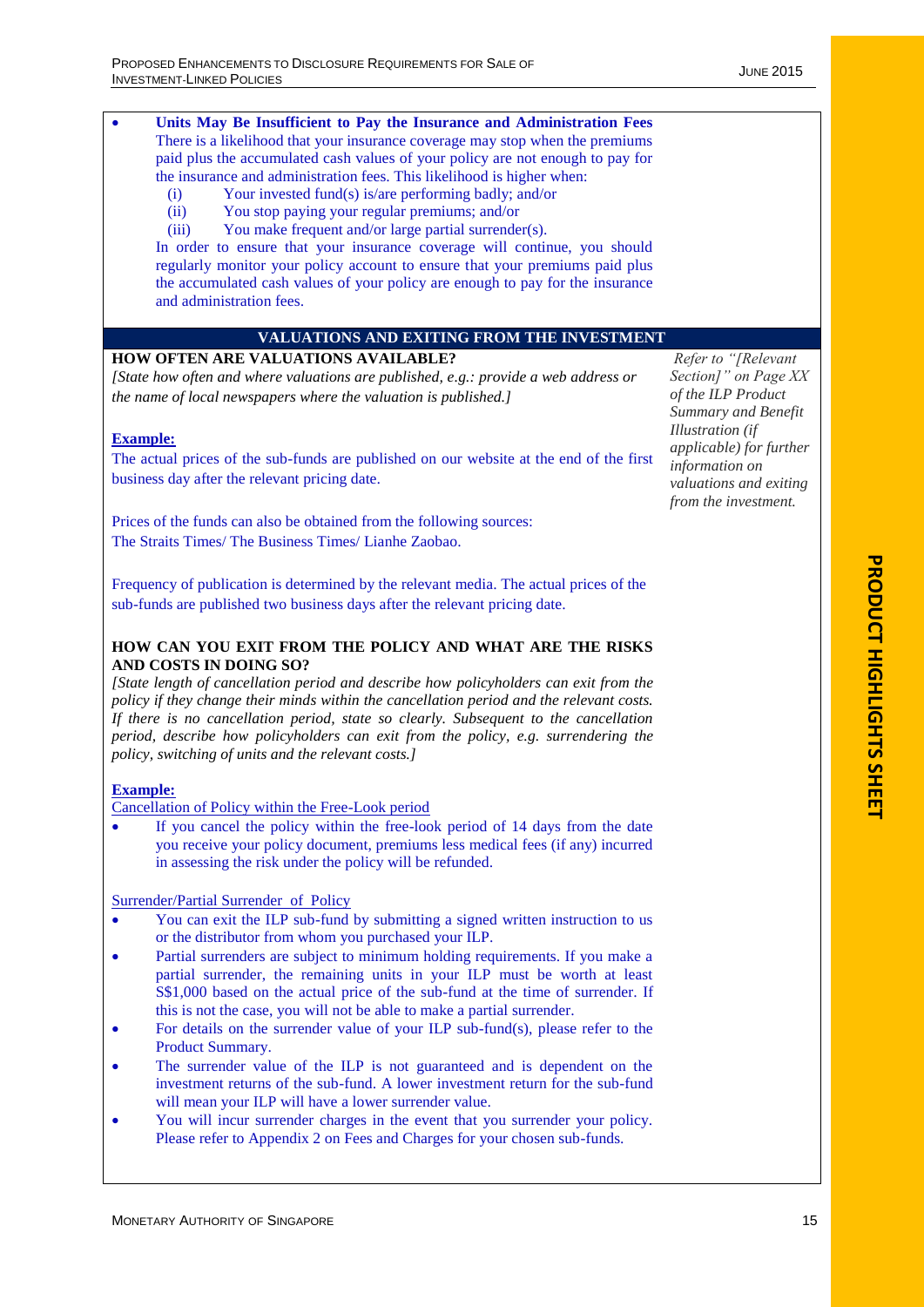- **Units May Be Insufficient to Pay the Insurance and Administration Fees**
  There is a likelihood that your insurance coverage may stop when the premiums paid plus the accumulated cash values of your policy are not enough to pay for the insurance and administration fees. This likelihood is higher when:
  (i) Your invested fund(s) is/are performing badly; and/or
  (ii) You stop paying your regular premiums; and/or
  (iii) You make frequent and/or large partial surrender(s).
  In order to ensure that your insurance coverage will continue, you should regularly monitor your policy account to ensure that your premiums paid plus the accumulated cash values of your policy are enough to pay for the insurance and administration fees.

## VALUATIONS AND EXITING FROM THE INVESTMENT

*Refer to "[Relevant Section]" on Page XX of the ILP Product Summary and Benefit Illustration (if applicable) for further information on valuations and exiting from the investment.*

### HOW OFTEN ARE VALUATIONS AVAILABLE?

*[State how often and where valuations are published, e.g.: provide a web address or the name of local newspapers where the valuation is published.]*

**Example:**

The actual prices of the sub-funds are published on our website at the end of the first business day after the relevant pricing date.

Prices of the funds can also be obtained from the following sources:
The Straits Times/ The Business Times/ Lianhe Zaobao.

Frequency of publication is determined by the relevant media. The actual prices of the sub-funds are published two business days after the relevant pricing date.

### HOW CAN YOU EXIT FROM THE POLICY AND WHAT ARE THE RISKS AND COSTS IN DOING SO?

*[State length of cancellation period and describe how policyholders can exit from the policy if they change their minds within the cancellation period and the relevant costs. If there is no cancellation period, state so clearly. Subsequent to the cancellation period, describe how policyholders can exit from the policy, e.g. surrendering the policy, switching of units and the relevant costs.]*

**Example:**

Cancellation of Policy within the Free-Look period

- If you cancel the policy within the free-look period of 14 days from the date you receive your policy document, premiums less medical fees (if any) incurred in assessing the risk under the policy will be refunded.

Surrender/Partial Surrender of Policy

- You can exit the ILP sub-fund by submitting a signed written instruction to us or the distributor from whom you purchased your ILP.
- Partial surrenders are subject to minimum holding requirements. If you make a partial surrender, the remaining units in your ILP must be worth at least S$1,000 based on the actual price of the sub-fund at the time of surrender. If this is not the case, you will not be able to make a partial surrender.
- For details on the surrender value of your ILP sub-fund(s), please refer to the Product Summary.
- The surrender value of the ILP is not guaranteed and is dependent on the investment returns of the sub-fund. A lower investment return for the sub-fund will mean your ILP will have a lower surrender value.
- You will incur surrender charges in the event that you surrender your policy. Please refer to Appendix 2 on Fees and Charges for your chosen sub-funds.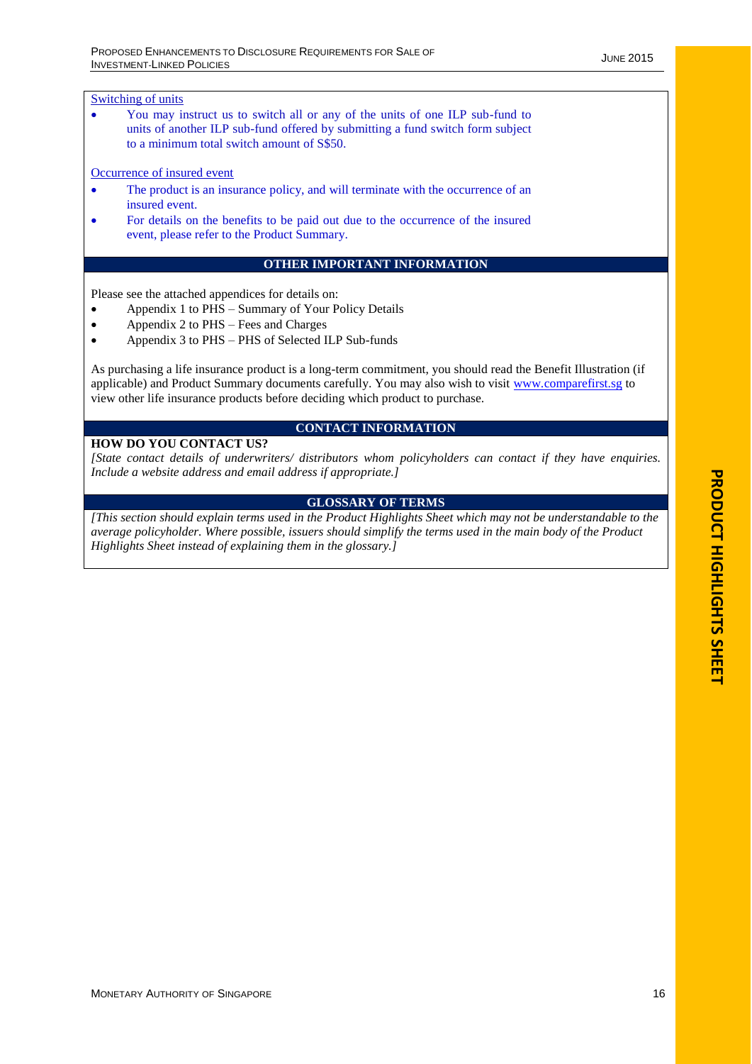Switching of units

- You may instruct us to switch all or any of the units of one ILP sub-fund to units of another ILP sub-fund offered by submitting a fund switch form subject to a minimum total switch amount of S$50.

Occurrence of insured event

- The product is an insurance policy, and will terminate with the occurrence of an insured event.
- For details on the benefits to be paid out due to the occurrence of the insured event, please refer to the Product Summary.

## OTHER IMPORTANT INFORMATION

Please see the attached appendices for details on:

- Appendix 1 to PHS – Summary of Your Policy Details
- Appendix 2 to PHS – Fees and Charges
- Appendix 3 to PHS – PHS of Selected ILP Sub-funds

As purchasing a life insurance product is a long-term commitment, you should read the Benefit Illustration (if applicable) and Product Summary documents carefully. You may also wish to visit www.comparefirst.sg to view other life insurance products before deciding which product to purchase.

## CONTACT INFORMATION

**HOW DO YOU CONTACT US?**

*[State contact details of underwriters/ distributors whom policyholders can contact if they have enquiries. Include a website address and email address if appropriate.]*

## GLOSSARY OF TERMS

*[This section should explain terms used in the Product Highlights Sheet which may not be understandable to the average policyholder. Where possible, issuers should simplify the terms used in the main body of the Product Highlights Sheet instead of explaining them in the glossary.]*

PRODUCT HIGHLIGHTS SHEET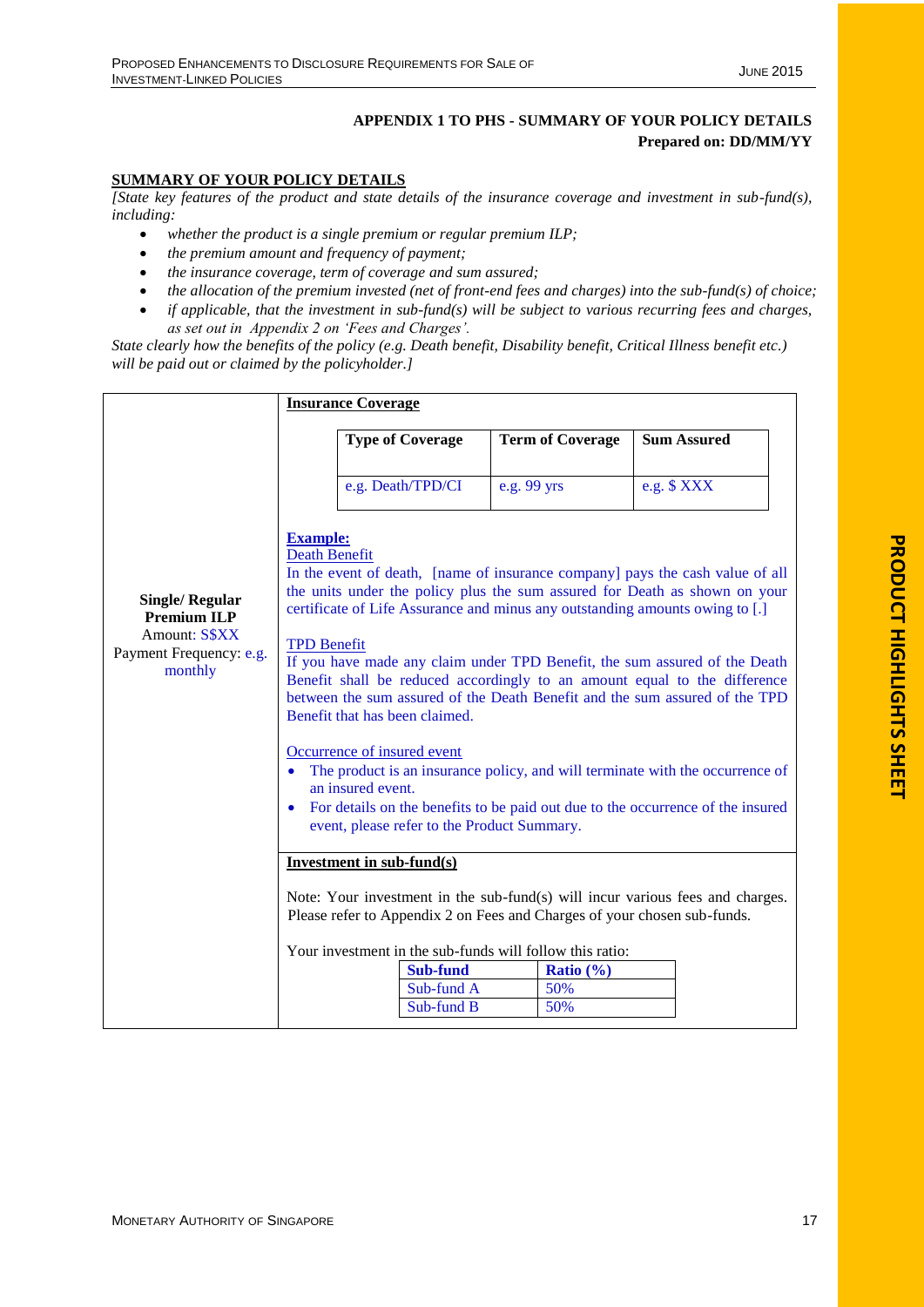**APPENDIX 1 TO PHS - SUMMARY OF YOUR POLICY DETAILS**
**Prepared on: DD/MM/YY**

**SUMMARY OF YOUR POLICY DETAILS**

*[State key features of the product and state details of the insurance coverage and investment in sub-fund(s), including:*

- *whether the product is a single premium or regular premium ILP;*
- *the premium amount and frequency of payment;*
- *the insurance coverage, term of coverage and sum assured;*
- *the allocation of the premium invested (net of front-end fees and charges) into the sub-fund(s) of choice;*
- *if applicable, that the investment in sub-fund(s) will be subject to various recurring fees and charges, as set out in Appendix 2 on 'Fees and Charges'.*

*State clearly how the benefits of the policy (e.g. Death benefit, Disability benefit, Critical Illness benefit etc.) will be paid out or claimed by the policyholder.]*

| | |
|---|---|
| **Single/ Regular Premium ILP**<br>Amount: S$XX<br>Payment Frequency: e.g. monthly | **Insurance Coverage**<br><br>Type of Coverage: e.g. Death/TPD/CI; Term of Coverage: e.g. 99 yrs; Sum Assured: e.g. $ XXX<br><br>**Example:**<br>Death Benefit<br>In the event of death, [name of insurance company] pays the cash value of all the units under the policy plus the sum assured for Death as shown on your certificate of Life Assurance and minus any outstanding amounts owing to [.]<br><br>TPD Benefit<br>If you have made any claim under TPD Benefit, the sum assured of the Death Benefit shall be reduced accordingly to an amount equal to the difference between the sum assured of the Death Benefit and the sum assured of the TPD Benefit that has been claimed.<br><br>Occurrence of insured event<br>• The product is an insurance policy, and will terminate with the occurrence of an insured event.<br>• For details on the benefits to be paid out due to the occurrence of the insured event, please refer to the Product Summary. |
| | **Investment in sub-fund(s)**<br><br>Note: Your investment in the sub-fund(s) will incur various fees and charges. Please refer to Appendix 2 on Fees and Charges of your chosen sub-funds.<br><br>Your investment in the sub-funds will follow this ratio:<br>Sub-fund A: 50%<br>Sub-fund B: 50% |

Insurance Coverage:

| Type of Coverage | Term of Coverage | Sum Assured |
|---|---|---|
| e.g. Death/TPD/CI | e.g. 99 yrs | e.g. $ XXX |

Investment ratio:

| Sub-fund | Ratio (%) |
|---|---|
| Sub-fund A | 50% |
| Sub-fund B | 50% |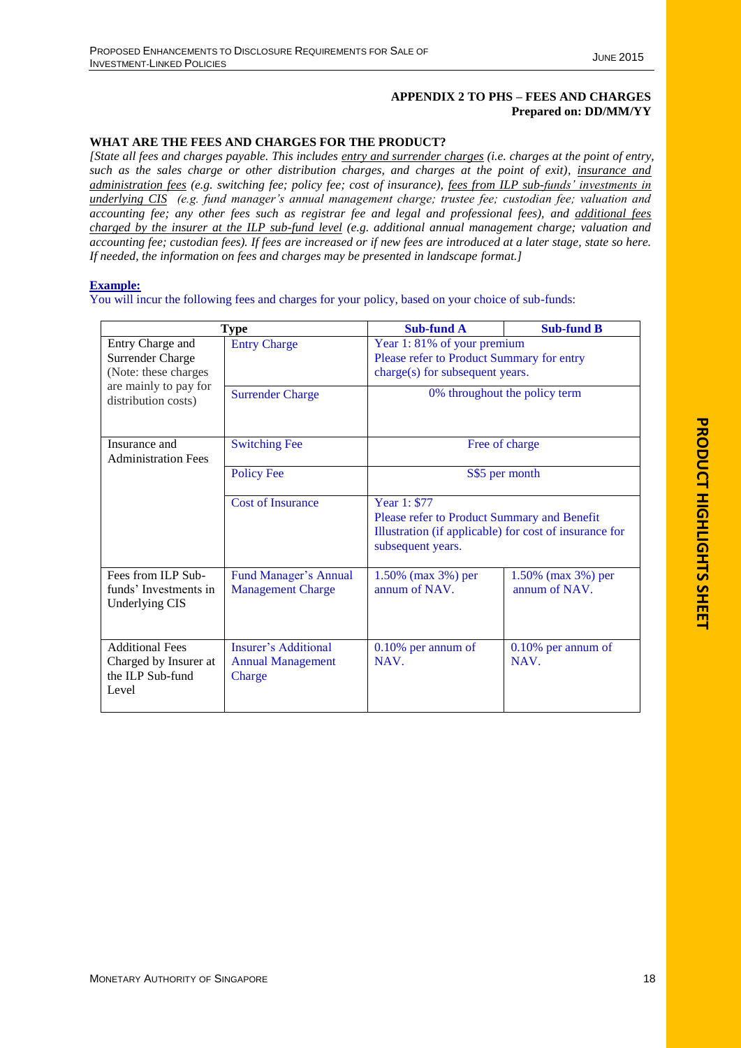**APPENDIX 2 TO PHS – FEES AND CHARGES**
**Prepared on: DD/MM/YY**

## WHAT ARE THE FEES AND CHARGES FOR THE PRODUCT?

*[State all fees and charges payable. This includes entry and surrender charges (i.e. charges at the point of entry, such as the sales charge or other distribution charges, and charges at the point of exit), insurance and administration fees (e.g. switching fee; policy fee; cost of insurance), fees from ILP sub-funds' investments in underlying CIS (e.g. fund manager's annual management charge; trustee fee; custodian fee; valuation and accounting fee; any other fees such as registrar fee and legal and professional fees), and additional fees charged by the insurer at the ILP sub-fund level (e.g. additional annual management charge; valuation and accounting fee; custodian fees). If fees are increased or if new fees are introduced at a later stage, state so here. If needed, the information on fees and charges may be presented in landscape format.]*

**Example:**

You will incur the following fees and charges for your policy, based on your choice of sub-funds:

| Type | | Sub-fund A | Sub-fund B |
|---|---|---|---|
| Entry Charge and Surrender Charge (Note: these charges are mainly to pay for distribution costs) | Entry Charge | Year 1: 81% of your premium<br>Please refer to Product Summary for entry charge(s) for subsequent years. | |
| | Surrender Charge | 0% throughout the policy term | |
| Insurance and Administration Fees | Switching Fee | Free of charge | |
| | Policy Fee | S$5 per month | |
| | Cost of Insurance | Year 1: $77<br>Please refer to Product Summary and Benefit Illustration (if applicable) for cost of insurance for subsequent years. | |
| Fees from ILP Sub-funds' Investments in Underlying CIS | Fund Manager's Annual Management Charge | 1.50% (max 3%) per annum of NAV. | 1.50% (max 3%) per annum of NAV. |
| Additional Fees Charged by Insurer at the ILP Sub-fund Level | Insurer's Additional Annual Management Charge | 0.10% per annum of NAV. | 0.10% per annum of NAV. |

PRODUCT HIGHLIGHTS SHEET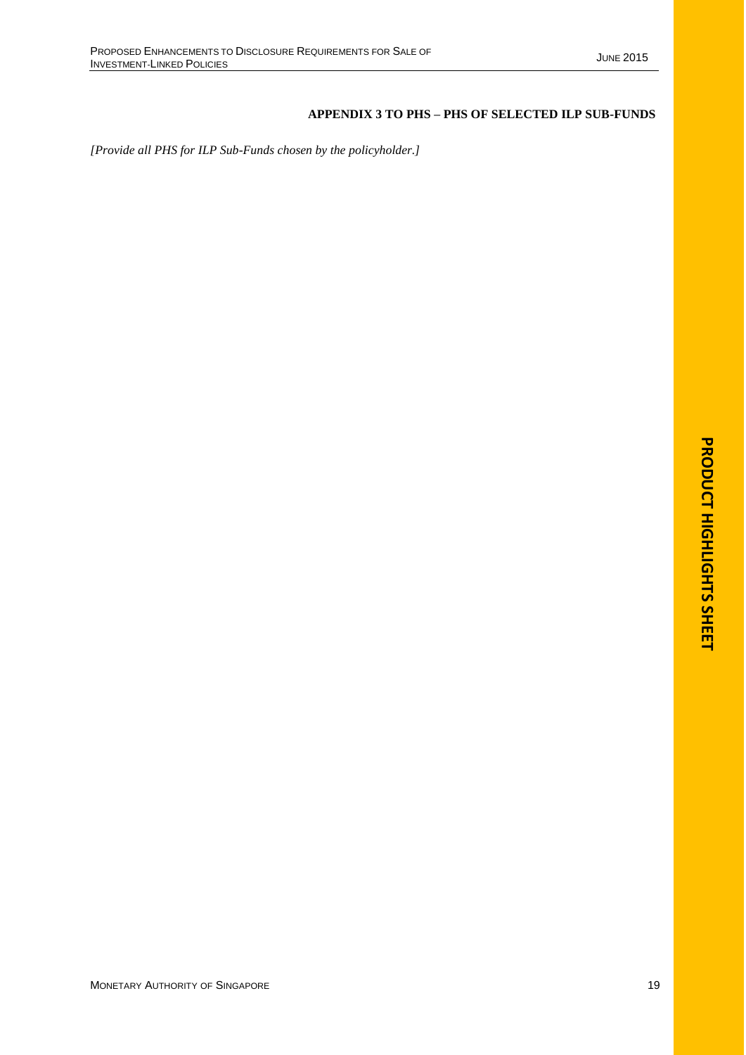### APPENDIX 3 TO PHS – PHS OF SELECTED ILP SUB-FUNDS

*[Provide all PHS for ILP Sub-Funds chosen by the policyholder.]*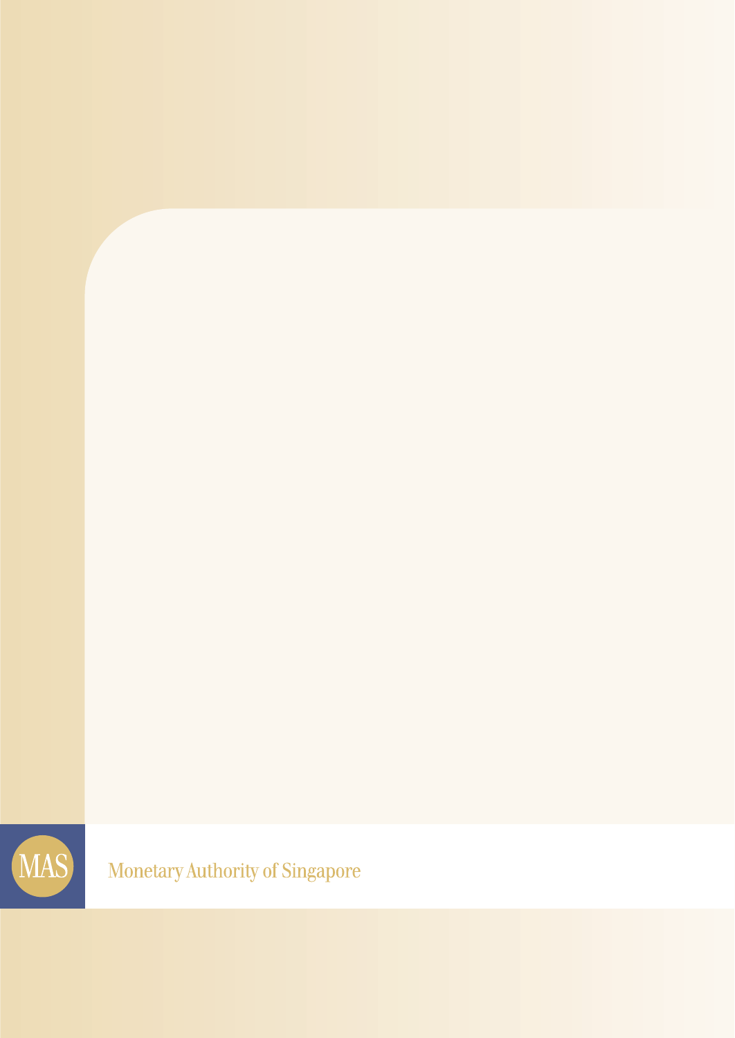MAS

Monetary Authority of Singapore